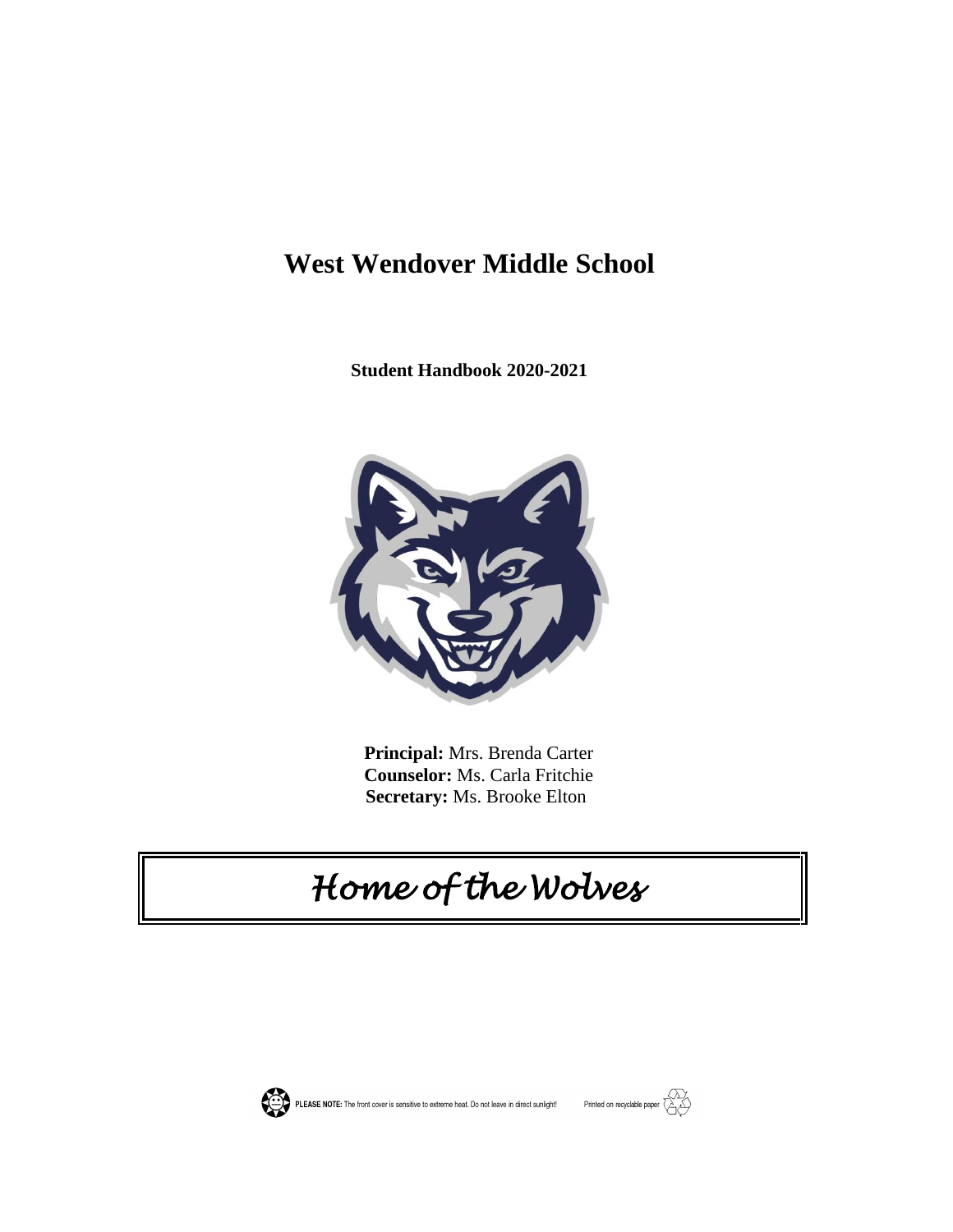# West Wendover Middle School

**Student Handbook 2020-2021**

**Principal:** Mrs. Brenda Carter
**Counselor:** Ms. Carla Fritchie
**Secretary:** Ms. Brooke Elton

*Home of the Wolves*

**PLEASE NOTE:** The front cover is sensitive to extreme heat. Do not leave in direct sunlight!

Printed on recyclable paper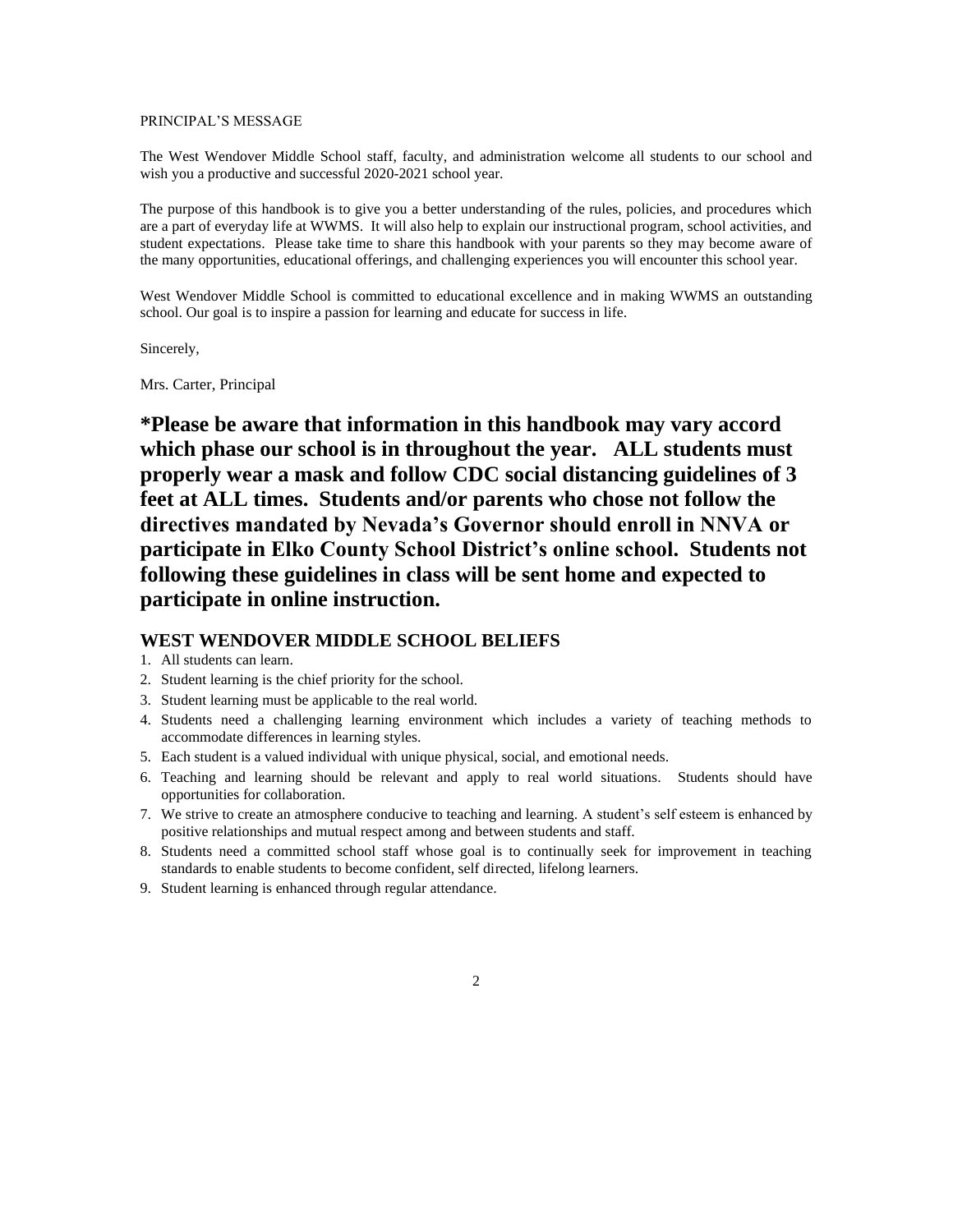PRINCIPAL'S MESSAGE

The West Wendover Middle School staff, faculty, and administration welcome all students to our school and wish you a productive and successful 2020-2021 school year.

The purpose of this handbook is to give you a better understanding of the rules, policies, and procedures which are a part of everyday life at WWMS. It will also help to explain our instructional program, school activities, and student expectations. Please take time to share this handbook with your parents so they may become aware of the many opportunities, educational offerings, and challenging experiences you will encounter this school year.

West Wendover Middle School is committed to educational excellence and in making WWMS an outstanding school. Our goal is to inspire a passion for learning and educate for success in life.

Sincerely,

Mrs. Carter, Principal

**\*Please be aware that information in this handbook may vary accord which phase our school is in throughout the year. ALL students must properly wear a mask and follow CDC social distancing guidelines of 3 feet at ALL times. Students and/or parents who chose not follow the directives mandated by Nevada's Governor should enroll in NNVA or participate in Elko County School District's online school. Students not following these guidelines in class will be sent home and expected to participate in online instruction.**

## WEST WENDOVER MIDDLE SCHOOL BELIEFS

1. All students can learn.
2. Student learning is the chief priority for the school.
3. Student learning must be applicable to the real world.
4. Students need a challenging learning environment which includes a variety of teaching methods to accommodate differences in learning styles.
5. Each student is a valued individual with unique physical, social, and emotional needs.
6. Teaching and learning should be relevant and apply to real world situations. Students should have opportunities for collaboration.
7. We strive to create an atmosphere conducive to teaching and learning. A student's self esteem is enhanced by positive relationships and mutual respect among and between students and staff.
8. Students need a committed school staff whose goal is to continually seek for improvement in teaching standards to enable students to become confident, self directed, lifelong learners.
9. Student learning is enhanced through regular attendance.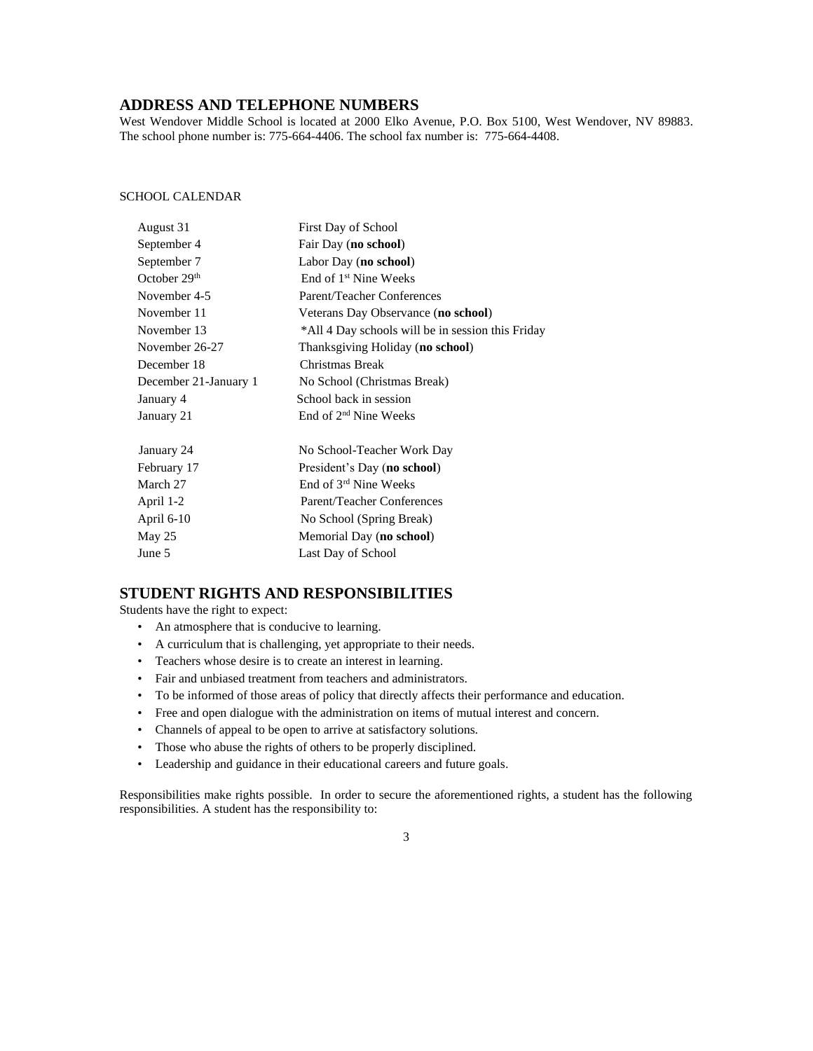## ADDRESS AND TELEPHONE NUMBERS

West Wendover Middle School is located at 2000 Elko Avenue, P.O. Box 5100, West Wendover, NV 89883. The school phone number is: 775-664-4406. The school fax number is: 775-664-4408.

SCHOOL CALENDAR

| | |
|---|---|
| August 31 | First Day of School |
| September 4 | Fair Day (**no school**) |
| September 7 | Labor Day (**no school**) |
| October 29th | End of 1st Nine Weeks |
| November 4-5 | Parent/Teacher Conferences |
| November 11 | Veterans Day Observance (**no school**) |
| November 13 | *All 4 Day schools will be in session this Friday |
| November 26-27 | Thanksgiving Holiday (**no school**) |
| December 18 | Christmas Break |
| December 21-January 1 | No School (Christmas Break) |
| January 4 | School back in session |
| January 21 | End of 2nd Nine Weeks |
| January 24 | No School-Teacher Work Day |
| February 17 | President's Day (**no school**) |
| March 27 | End of 3rd Nine Weeks |
| April 1-2 | Parent/Teacher Conferences |
| April 6-10 | No School (Spring Break) |
| May 25 | Memorial Day (**no school**) |
| June 5 | Last Day of School |

## STUDENT RIGHTS AND RESPONSIBILITIES

Students have the right to expect:

- An atmosphere that is conducive to learning.
- A curriculum that is challenging, yet appropriate to their needs.
- Teachers whose desire is to create an interest in learning.
- Fair and unbiased treatment from teachers and administrators.
- To be informed of those areas of policy that directly affects their performance and education.
- Free and open dialogue with the administration on items of mutual interest and concern.
- Channels of appeal to be open to arrive at satisfactory solutions.
- Those who abuse the rights of others to be properly disciplined.
- Leadership and guidance in their educational careers and future goals.

Responsibilities make rights possible. In order to secure the aforementioned rights, a student has the following responsibilities. A student has the responsibility to: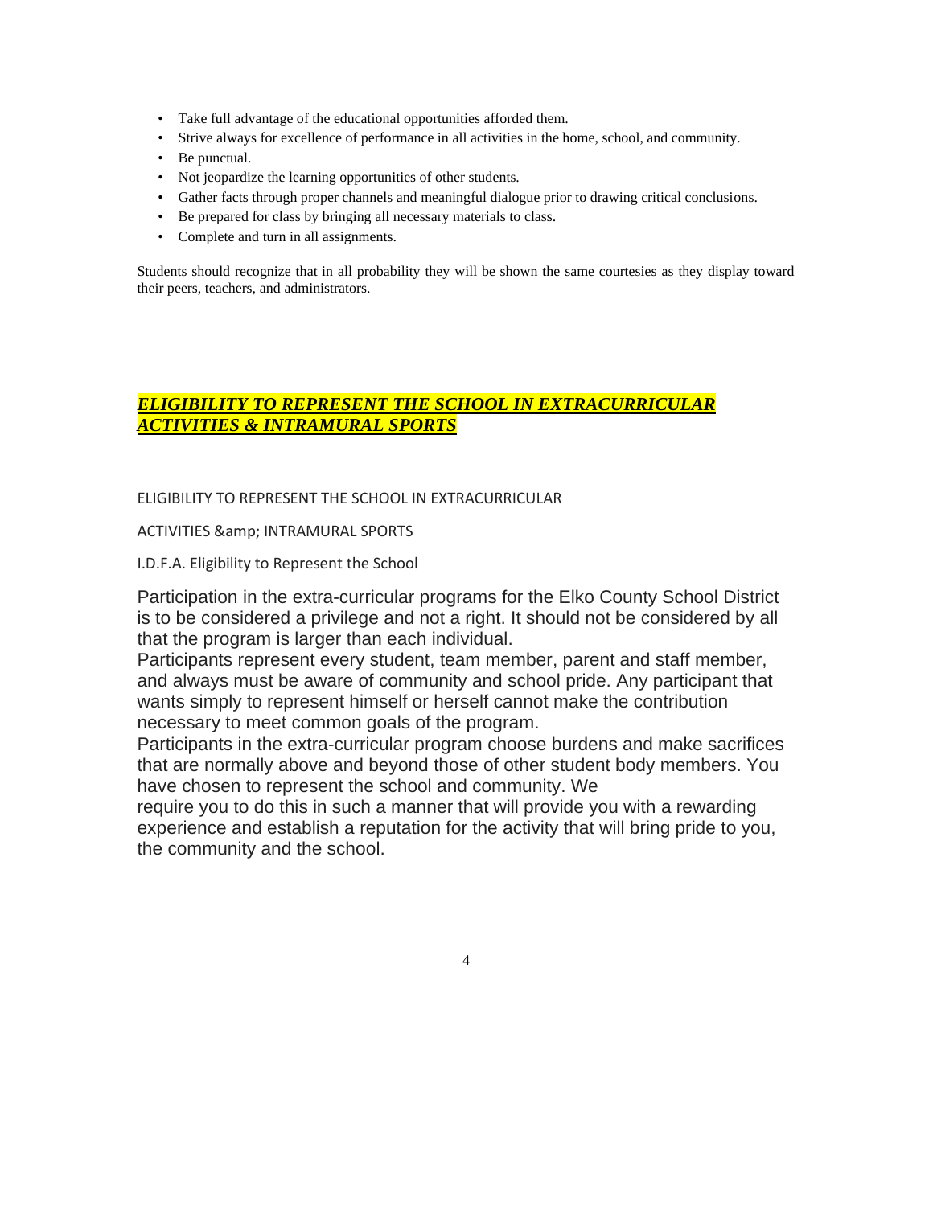- Take full advantage of the educational opportunities afforded them.
- Strive always for excellence of performance in all activities in the home, school, and community.
- Be punctual.
- Not jeopardize the learning opportunities of other students.
- Gather facts through proper channels and meaningful dialogue prior to drawing critical conclusions.
- Be prepared for class by bringing all necessary materials to class.
- Complete and turn in all assignments.

Students should recognize that in all probability they will be shown the same courtesies as they display toward their peers, teachers, and administrators.

## ***ELIGIBILITY TO REPRESENT THE SCHOOL IN EXTRACURRICULAR ACTIVITIES & INTRAMURAL SPORTS***

ELIGIBILITY TO REPRESENT THE SCHOOL IN EXTRACURRICULAR

ACTIVITIES &amp; INTRAMURAL SPORTS

I.D.F.A. Eligibility to Represent the School

Participation in the extra-curricular programs for the Elko County School District is to be considered a privilege and not a right. It should not be considered by all that the program is larger than each individual.

Participants represent every student, team member, parent and staff member, and always must be aware of community and school pride. Any participant that wants simply to represent himself or herself cannot make the contribution necessary to meet common goals of the program.

Participants in the extra-curricular program choose burdens and make sacrifices that are normally above and beyond those of other student body members. You have chosen to represent the school and community. We require you to do this in such a manner that will provide you with a rewarding experience and establish a reputation for the activity that will bring pride to you, the community and the school.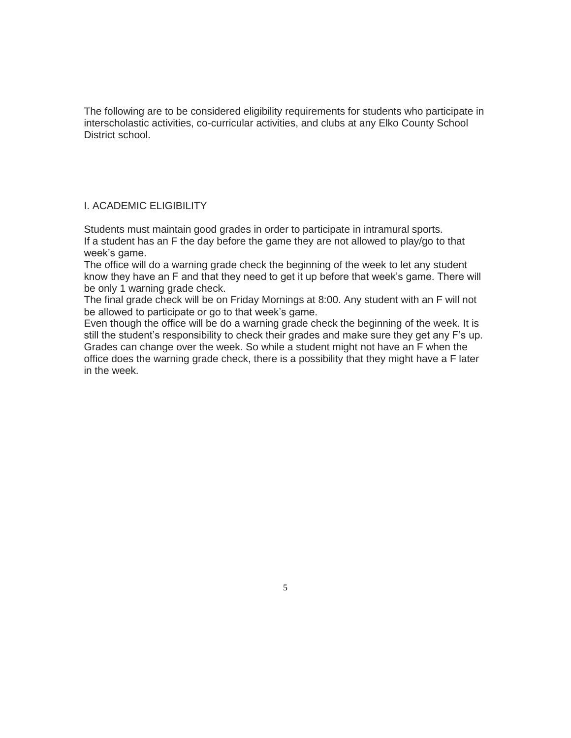The following are to be considered eligibility requirements for students who participate in interscholastic activities, co-curricular activities, and clubs at any Elko County School District school.

## I. ACADEMIC ELIGIBILITY

Students must maintain good grades in order to participate in intramural sports.
If a student has an F the day before the game they are not allowed to play/go to that week's game.
The office will do a warning grade check the beginning of the week to let any student know they have an F and that they need to get it up before that week's game. There will be only 1 warning grade check.
The final grade check will be on Friday Mornings at 8:00. Any student with an F will not be allowed to participate or go to that week's game.
Even though the office will be do a warning grade check the beginning of the week. It is still the student's responsibility to check their grades and make sure they get any F's up.
Grades can change over the week. So while a student might not have an F when the office does the warning grade check, there is a possibility that they might have a F later in the week.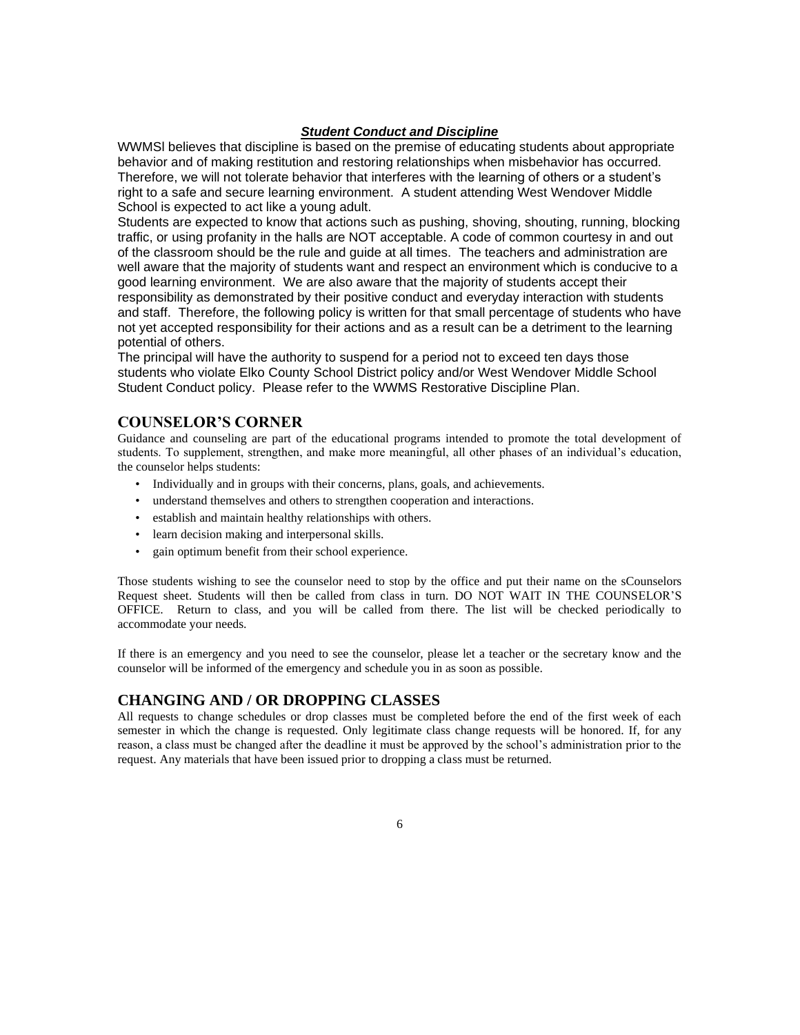### ***Student Conduct and Discipline***

WWMSl believes that discipline is based on the premise of educating students about appropriate behavior and of making restitution and restoring relationships when misbehavior has occurred. Therefore, we will not tolerate behavior that interferes with the learning of others or a student's right to a safe and secure learning environment. A student attending West Wendover Middle School is expected to act like a young adult.

Students are expected to know that actions such as pushing, shoving, shouting, running, blocking traffic, or using profanity in the halls are NOT acceptable. A code of common courtesy in and out of the classroom should be the rule and guide at all times. The teachers and administration are well aware that the majority of students want and respect an environment which is conducive to a good learning environment. We are also aware that the majority of students accept their responsibility as demonstrated by their positive conduct and everyday interaction with students and staff. Therefore, the following policy is written for that small percentage of students who have not yet accepted responsibility for their actions and as a result can be a detriment to the learning potential of others.

The principal will have the authority to suspend for a period not to exceed ten days those students who violate Elko County School District policy and/or West Wendover Middle School Student Conduct policy. Please refer to the WWMS Restorative Discipline Plan.

## COUNSELOR'S CORNER

Guidance and counseling are part of the educational programs intended to promote the total development of students. To supplement, strengthen, and make more meaningful, all other phases of an individual's education, the counselor helps students:

- Individually and in groups with their concerns, plans, goals, and achievements.
- understand themselves and others to strengthen cooperation and interactions.
- establish and maintain healthy relationships with others.
- learn decision making and interpersonal skills.
- gain optimum benefit from their school experience.

Those students wishing to see the counselor need to stop by the office and put their name on the sCounselors Request sheet. Students will then be called from class in turn. DO NOT WAIT IN THE COUNSELOR'S OFFICE. Return to class, and you will be called from there. The list will be checked periodically to accommodate your needs.

If there is an emergency and you need to see the counselor, please let a teacher or the secretary know and the counselor will be informed of the emergency and schedule you in as soon as possible.

## CHANGING AND / OR DROPPING CLASSES

All requests to change schedules or drop classes must be completed before the end of the first week of each semester in which the change is requested. Only legitimate class change requests will be honored. If, for any reason, a class must be changed after the deadline it must be approved by the school's administration prior to the request. Any materials that have been issued prior to dropping a class must be returned.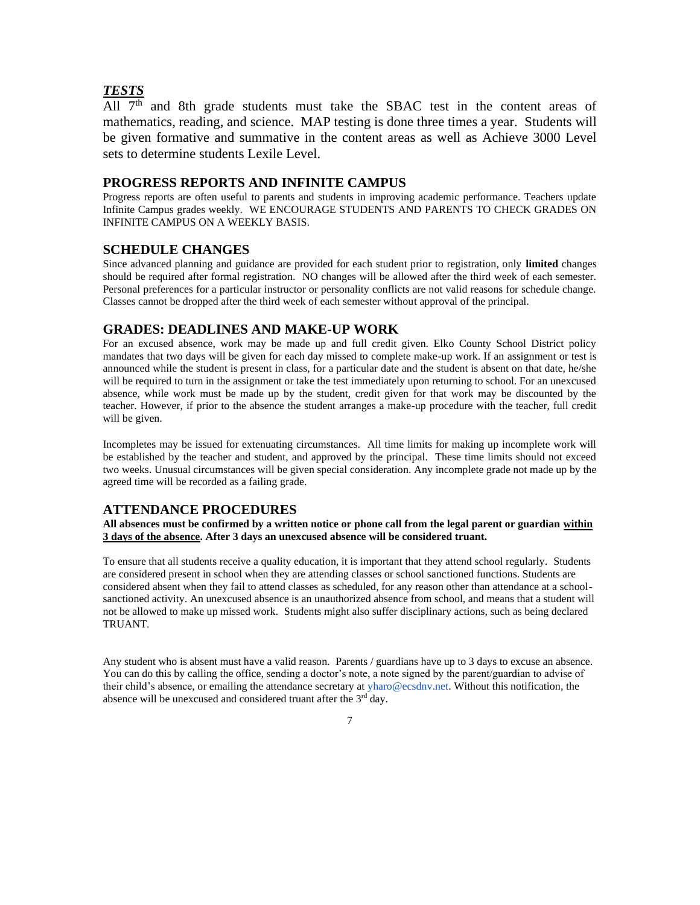## ***TESTS***

All 7th and 8th grade students must take the SBAC test in the content areas of mathematics, reading, and science. MAP testing is done three times a year. Students will be given formative and summative in the content areas as well as Achieve 3000 Level sets to determine students Lexile Level.

## PROGRESS REPORTS AND INFINITE CAMPUS

Progress reports are often useful to parents and students in improving academic performance. Teachers update Infinite Campus grades weekly. WE ENCOURAGE STUDENTS AND PARENTS TO CHECK GRADES ON INFINITE CAMPUS ON A WEEKLY BASIS.

## SCHEDULE CHANGES

Since advanced planning and guidance are provided for each student prior to registration, only **limited** changes should be required after formal registration. NO changes will be allowed after the third week of each semester. Personal preferences for a particular instructor or personality conflicts are not valid reasons for schedule change. Classes cannot be dropped after the third week of each semester without approval of the principal.

## GRADES: DEADLINES AND MAKE-UP WORK

For an excused absence, work may be made up and full credit given. Elko County School District policy mandates that two days will be given for each day missed to complete make-up work. If an assignment or test is announced while the student is present in class, for a particular date and the student is absent on that date, he/she will be required to turn in the assignment or take the test immediately upon returning to school. For an unexcused absence, while work must be made up by the student, credit given for that work may be discounted by the teacher. However, if prior to the absence the student arranges a make-up procedure with the teacher, full credit will be given.

Incompletes may be issued for extenuating circumstances. All time limits for making up incomplete work will be established by the teacher and student, and approved by the principal. These time limits should not exceed two weeks. Unusual circumstances will be given special consideration. Any incomplete grade not made up by the agreed time will be recorded as a failing grade.

## ATTENDANCE PROCEDURES

**All absences must be confirmed by a written notice or phone call from the legal parent or guardian <u>within 3 days of the absence</u>. After 3 days an unexcused absence will be considered truant.**

To ensure that all students receive a quality education, it is important that they attend school regularly. Students are considered present in school when they are attending classes or school sanctioned functions. Students are considered absent when they fail to attend classes as scheduled, for any reason other than attendance at a school-sanctioned activity. An unexcused absence is an unauthorized absence from school, and means that a student will not be allowed to make up missed work. Students might also suffer disciplinary actions, such as being declared TRUANT.

Any student who is absent must have a valid reason. Parents / guardians have up to 3 days to excuse an absence. You can do this by calling the office, sending a doctor's note, a note signed by the parent/guardian to advise of their child's absence, or emailing the attendance secretary at yharo@ecsdnv.net. Without this notification, the absence will be unexcused and considered truant after the 3rd day.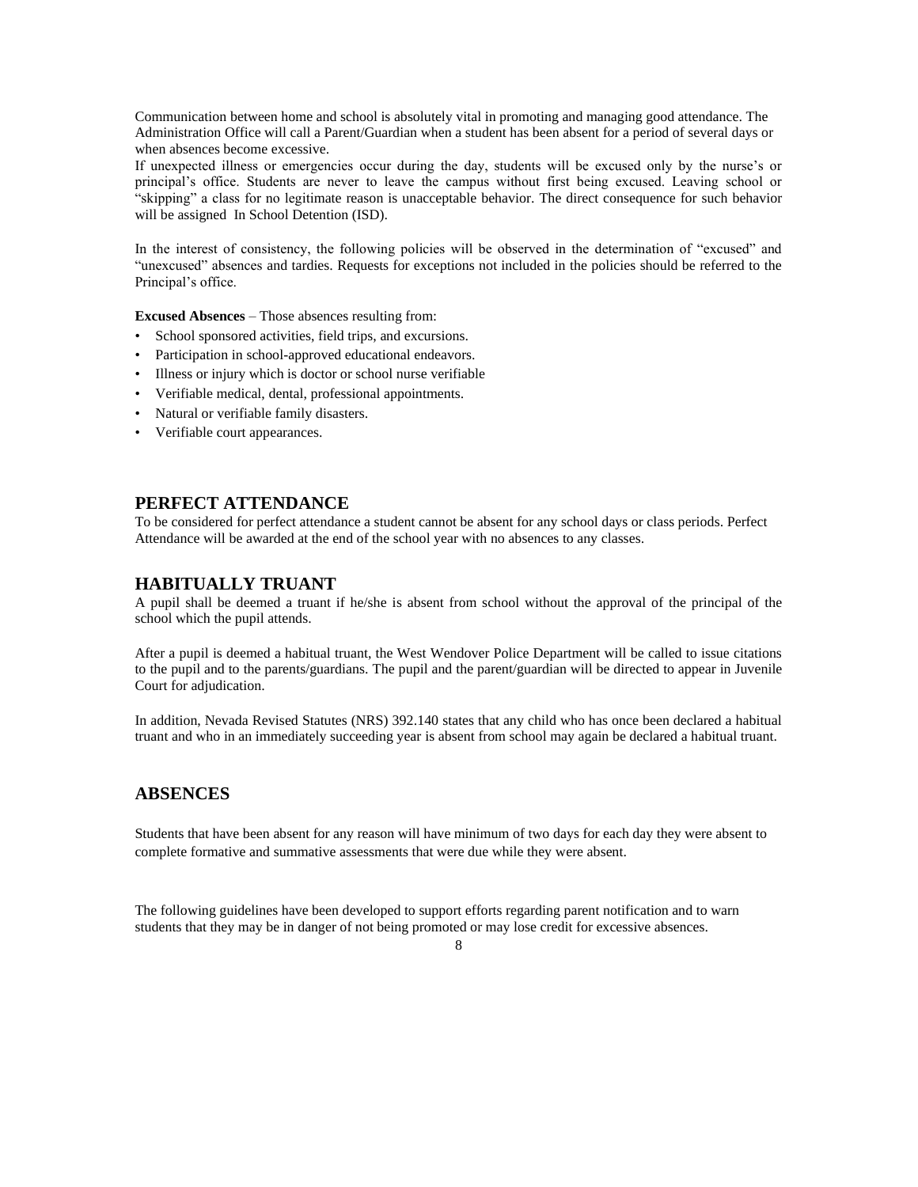Communication between home and school is absolutely vital in promoting and managing good attendance. The Administration Office will call a Parent/Guardian when a student has been absent for a period of several days or when absences become excessive.

If unexpected illness or emergencies occur during the day, students will be excused only by the nurse's or principal's office. Students are never to leave the campus without first being excused. Leaving school or "skipping" a class for no legitimate reason is unacceptable behavior. The direct consequence for such behavior will be assigned In School Detention (ISD).

In the interest of consistency, the following policies will be observed in the determination of "excused" and "unexcused" absences and tardies. Requests for exceptions not included in the policies should be referred to the Principal's office.

**Excused Absences** – Those absences resulting from:

- School sponsored activities, field trips, and excursions.
- Participation in school-approved educational endeavors.
- Illness or injury which is doctor or school nurse verifiable
- Verifiable medical, dental, professional appointments.
- Natural or verifiable family disasters.
- Verifiable court appearances.

## PERFECT ATTENDANCE

To be considered for perfect attendance a student cannot be absent for any school days or class periods. Perfect Attendance will be awarded at the end of the school year with no absences to any classes.

## HABITUALLY TRUANT

A pupil shall be deemed a truant if he/she is absent from school without the approval of the principal of the school which the pupil attends.

After a pupil is deemed a habitual truant, the West Wendover Police Department will be called to issue citations to the pupil and to the parents/guardians. The pupil and the parent/guardian will be directed to appear in Juvenile Court for adjudication.

In addition, Nevada Revised Statutes (NRS) 392.140 states that any child who has once been declared a habitual truant and who in an immediately succeeding year is absent from school may again be declared a habitual truant.

## ABSENCES

Students that have been absent for any reason will have minimum of two days for each day they were absent to complete formative and summative assessments that were due while they were absent.

The following guidelines have been developed to support efforts regarding parent notification and to warn students that they may be in danger of not being promoted or may lose credit for excessive absences.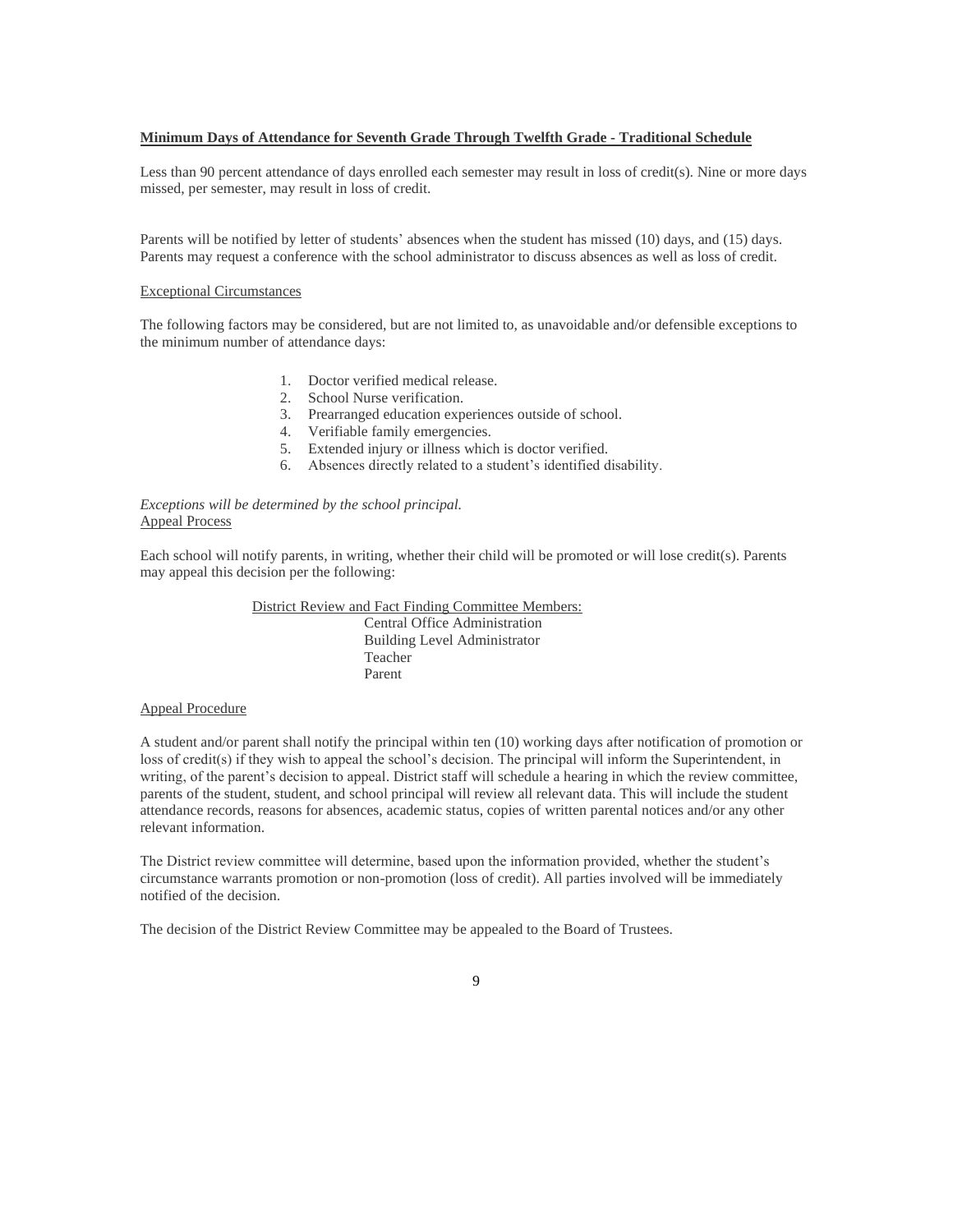**Minimum Days of Attendance for Seventh Grade Through Twelfth Grade - Traditional Schedule**

Less than 90 percent attendance of days enrolled each semester may result in loss of credit(s). Nine or more days missed, per semester, may result in loss of credit.

Parents will be notified by letter of students' absences when the student has missed (10) days, and (15) days. Parents may request a conference with the school administrator to discuss absences as well as loss of credit.

Exceptional Circumstances

The following factors may be considered, but are not limited to, as unavoidable and/or defensible exceptions to the minimum number of attendance days:

1. Doctor verified medical release.
2. School Nurse verification.
3. Prearranged education experiences outside of school.
4. Verifiable family emergencies.
5. Extended injury or illness which is doctor verified.
6. Absences directly related to a student's identified disability.

*Exceptions will be determined by the school principal.*

Appeal Process

Each school will notify parents, in writing, whether their child will be promoted or will lose credit(s). Parents may appeal this decision per the following:

District Review and Fact Finding Committee Members:

- Central Office Administration
- Building Level Administrator
- Teacher
- Parent

Appeal Procedure

A student and/or parent shall notify the principal within ten (10) working days after notification of promotion or loss of credit(s) if they wish to appeal the school's decision. The principal will inform the Superintendent, in writing, of the parent's decision to appeal. District staff will schedule a hearing in which the review committee, parents of the student, student, and school principal will review all relevant data. This will include the student attendance records, reasons for absences, academic status, copies of written parental notices and/or any other relevant information.

The District review committee will determine, based upon the information provided, whether the student's circumstance warrants promotion or non-promotion (loss of credit). All parties involved will be immediately notified of the decision.

The decision of the District Review Committee may be appealed to the Board of Trustees.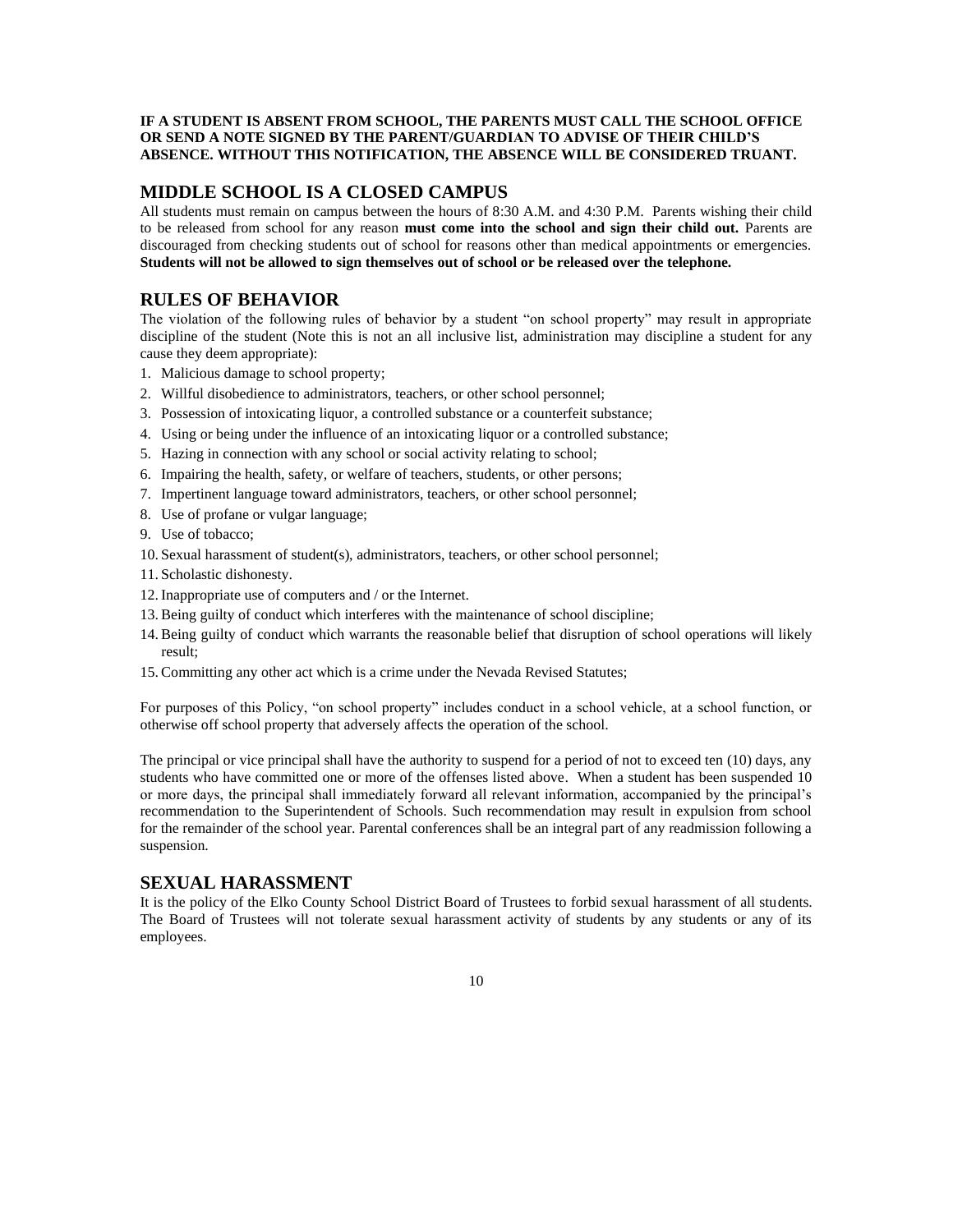**IF A STUDENT IS ABSENT FROM SCHOOL, THE PARENTS MUST CALL THE SCHOOL OFFICE OR SEND A NOTE SIGNED BY THE PARENT/GUARDIAN TO ADVISE OF THEIR CHILD'S ABSENCE. WITHOUT THIS NOTIFICATION, THE ABSENCE WILL BE CONSIDERED TRUANT.**

## MIDDLE SCHOOL IS A CLOSED CAMPUS

All students must remain on campus between the hours of 8:30 A.M. and 4:30 P.M. Parents wishing their child to be released from school for any reason **must come into the school and sign their child out.** Parents are discouraged from checking students out of school for reasons other than medical appointments or emergencies. **Students will not be allowed to sign themselves out of school or be released over the telephone.**

## RULES OF BEHAVIOR

The violation of the following rules of behavior by a student "on school property" may result in appropriate discipline of the student (Note this is not an all inclusive list, administration may discipline a student for any cause they deem appropriate):

1. Malicious damage to school property;
2. Willful disobedience to administrators, teachers, or other school personnel;
3. Possession of intoxicating liquor, a controlled substance or a counterfeit substance;
4. Using or being under the influence of an intoxicating liquor or a controlled substance;
5. Hazing in connection with any school or social activity relating to school;
6. Impairing the health, safety, or welfare of teachers, students, or other persons;
7. Impertinent language toward administrators, teachers, or other school personnel;
8. Use of profane or vulgar language;
9. Use of tobacco;
10. Sexual harassment of student(s), administrators, teachers, or other school personnel;
11. Scholastic dishonesty.
12. Inappropriate use of computers and / or the Internet.
13. Being guilty of conduct which interferes with the maintenance of school discipline;
14. Being guilty of conduct which warrants the reasonable belief that disruption of school operations will likely result;
15. Committing any other act which is a crime under the Nevada Revised Statutes;

For purposes of this Policy, "on school property" includes conduct in a school vehicle, at a school function, or otherwise off school property that adversely affects the operation of the school.

The principal or vice principal shall have the authority to suspend for a period of not to exceed ten (10) days, any students who have committed one or more of the offenses listed above. When a student has been suspended 10 or more days, the principal shall immediately forward all relevant information, accompanied by the principal's recommendation to the Superintendent of Schools. Such recommendation may result in expulsion from school for the remainder of the school year. Parental conferences shall be an integral part of any readmission following a suspension.

## SEXUAL HARASSMENT

It is the policy of the Elko County School District Board of Trustees to forbid sexual harassment of all students. The Board of Trustees will not tolerate sexual harassment activity of students by any students or any of its employees.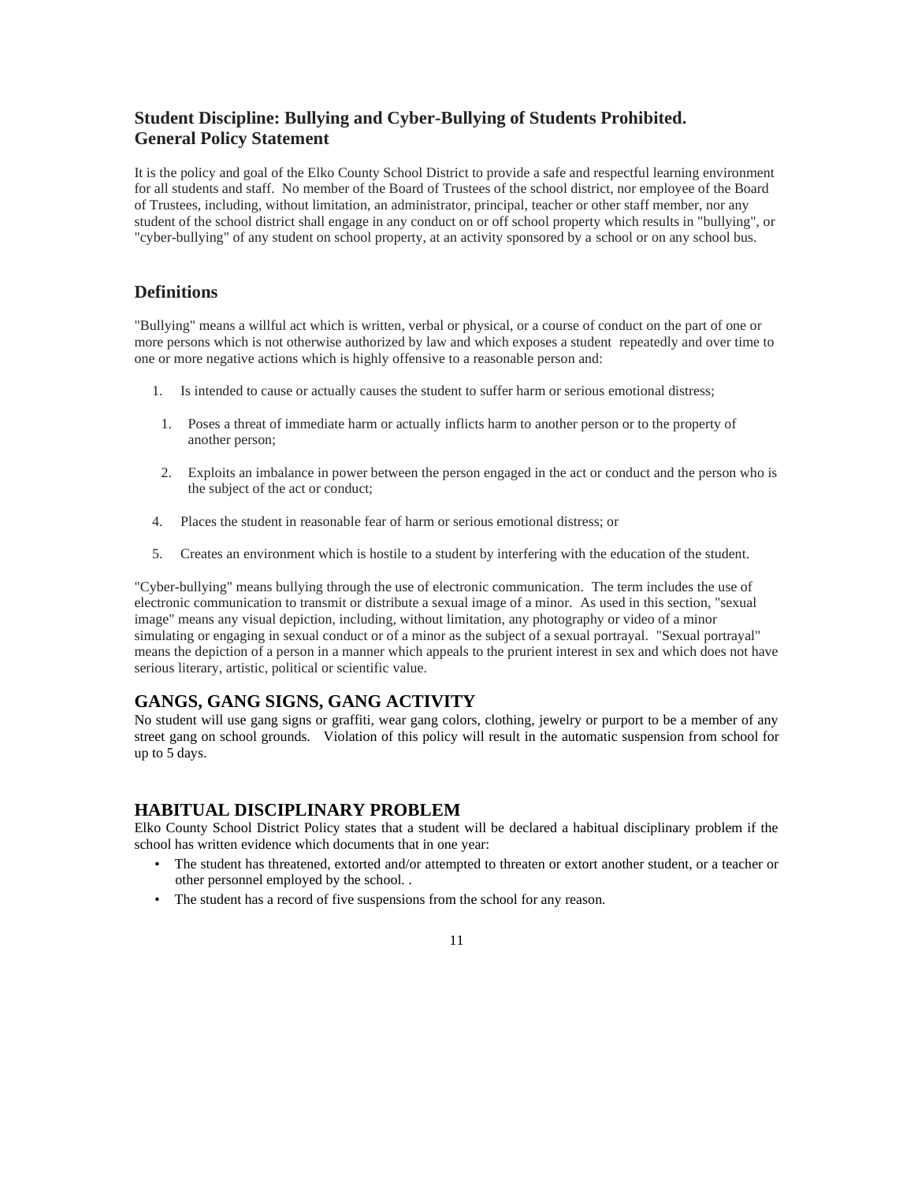## Student Discipline: Bullying and Cyber-Bullying of Students Prohibited.
## General Policy Statement

It is the policy and goal of the Elko County School District to provide a safe and respectful learning environment for all students and staff. No member of the Board of Trustees of the school district, nor employee of the Board of Trustees, including, without limitation, an administrator, principal, teacher or other staff member, nor any student of the school district shall engage in any conduct on or off school property which results in "bullying", or "cyber-bullying" of any student on school property, at an activity sponsored by a school or on any school bus.

## Definitions

"Bullying" means a willful act which is written, verbal or physical, or a course of conduct on the part of one or more persons which is not otherwise authorized by law and which exposes a student repeatedly and over time to one or more negative actions which is highly offensive to a reasonable person and:

1. Is intended to cause or actually causes the student to suffer harm or serious emotional distress;
1. Poses a threat of immediate harm or actually inflicts harm to another person or to the property of another person;
2. Exploits an imbalance in power between the person engaged in the act or conduct and the person who is the subject of the act or conduct;
4. Places the student in reasonable fear of harm or serious emotional distress; or
5. Creates an environment which is hostile to a student by interfering with the education of the student.

"Cyber-bullying" means bullying through the use of electronic communication. The term includes the use of electronic communication to transmit or distribute a sexual image of a minor. As used in this section, "sexual image" means any visual depiction, including, without limitation, any photography or video of a minor simulating or engaging in sexual conduct or of a minor as the subject of a sexual portrayal. "Sexual portrayal" means the depiction of a person in a manner which appeals to the prurient interest in sex and which does not have serious literary, artistic, political or scientific value.

## GANGS, GANG SIGNS, GANG ACTIVITY

No student will use gang signs or graffiti, wear gang colors, clothing, jewelry or purport to be a member of any street gang on school grounds. Violation of this policy will result in the automatic suspension from school for up to 5 days.

## HABITUAL DISCIPLINARY PROBLEM

Elko County School District Policy states that a student will be declared a habitual disciplinary problem if the school has written evidence which documents that in one year:

- The student has threatened, extorted and/or attempted to threaten or extort another student, or a teacher or other personnel employed by the school. .
- The student has a record of five suspensions from the school for any reason.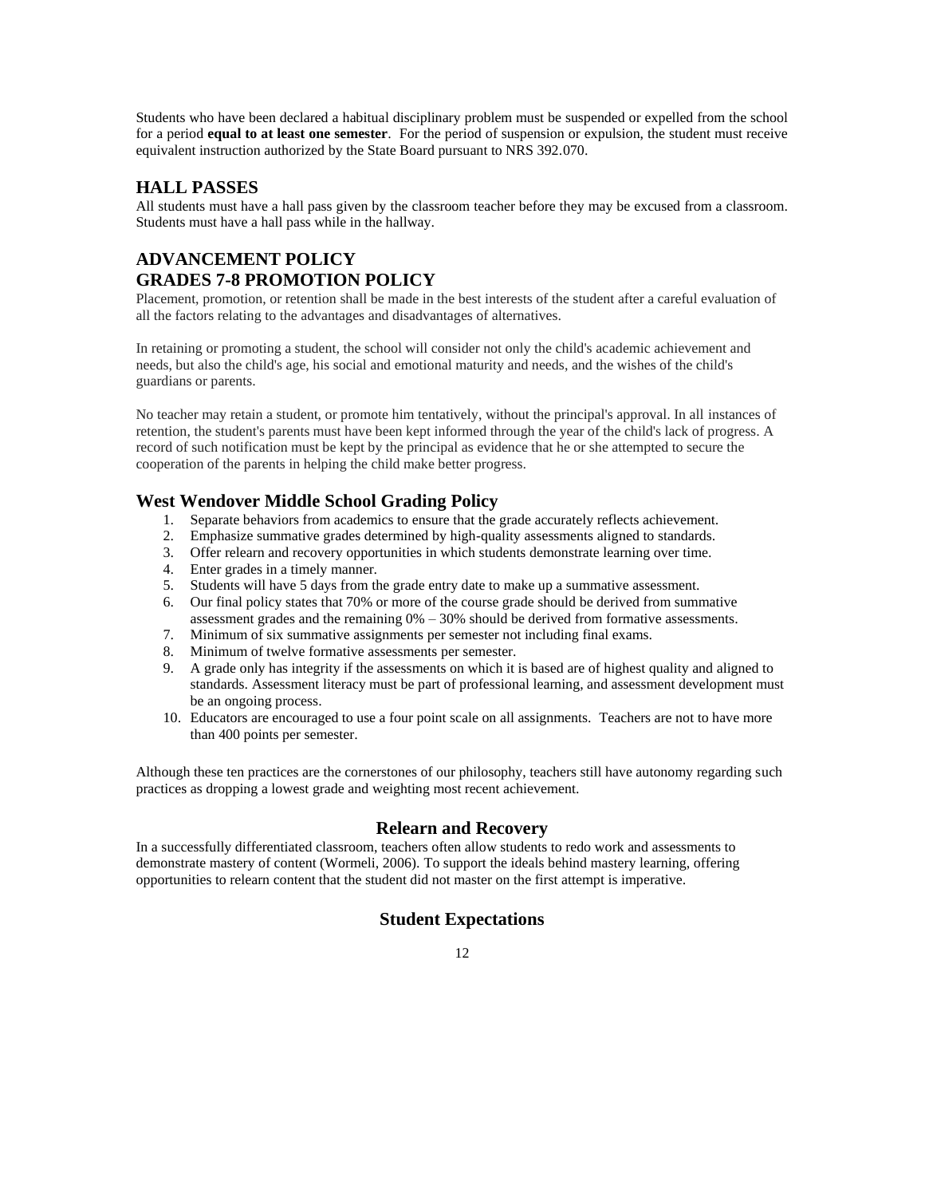Students who have been declared a habitual disciplinary problem must be suspended or expelled from the school for a period **equal to at least one semester**. For the period of suspension or expulsion, the student must receive equivalent instruction authorized by the State Board pursuant to NRS 392.070.

## HALL PASSES

All students must have a hall pass given by the classroom teacher before they may be excused from a classroom. Students must have a hall pass while in the hallway.

## ADVANCEMENT POLICY
## GRADES 7-8 PROMOTION POLICY

Placement, promotion, or retention shall be made in the best interests of the student after a careful evaluation of all the factors relating to the advantages and disadvantages of alternatives.

In retaining or promoting a student, the school will consider not only the child's academic achievement and needs, but also the child's age, his social and emotional maturity and needs, and the wishes of the child's guardians or parents.

No teacher may retain a student, or promote him tentatively, without the principal's approval. In all instances of retention, the student's parents must have been kept informed through the year of the child's lack of progress. A record of such notification must be kept by the principal as evidence that he or she attempted to secure the cooperation of the parents in helping the child make better progress.

### West Wendover Middle School Grading Policy

1. Separate behaviors from academics to ensure that the grade accurately reflects achievement.
2. Emphasize summative grades determined by high-quality assessments aligned to standards.
3. Offer relearn and recovery opportunities in which students demonstrate learning over time.
4. Enter grades in a timely manner.
5. Students will have 5 days from the grade entry date to make up a summative assessment.
6. Our final policy states that 70% or more of the course grade should be derived from summative assessment grades and the remaining 0% – 30% should be derived from formative assessments.
7. Minimum of six summative assignments per semester not including final exams.
8. Minimum of twelve formative assessments per semester.
9. A grade only has integrity if the assessments on which it is based are of highest quality and aligned to standards. Assessment literacy must be part of professional learning, and assessment development must be an ongoing process.
10. Educators are encouraged to use a four point scale on all assignments. Teachers are not to have more than 400 points per semester.

Although these ten practices are the cornerstones of our philosophy, teachers still have autonomy regarding such practices as dropping a lowest grade and weighting most recent achievement.

### Relearn and Recovery

In a successfully differentiated classroom, teachers often allow students to redo work and assessments to demonstrate mastery of content (Wormeli, 2006). To support the ideals behind mastery learning, offering opportunities to relearn content that the student did not master on the first attempt is imperative.

### Student Expectations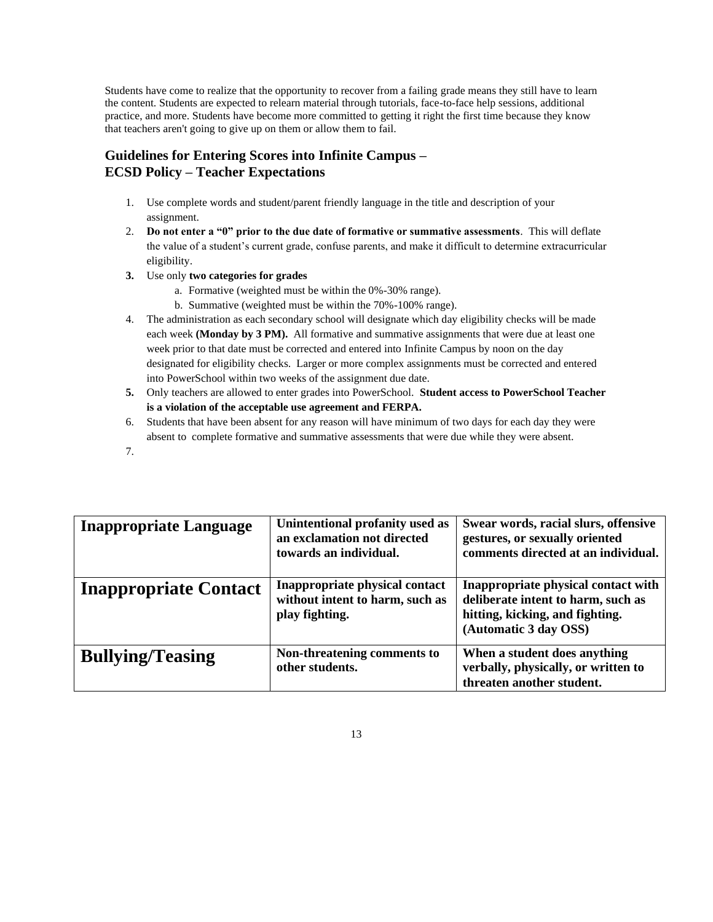Students have come to realize that the opportunity to recover from a failing grade means they still have to learn the content. Students are expected to relearn material through tutorials, face-to-face help sessions, additional practice, and more. Students have become more committed to getting it right the first time because they know that teachers aren't going to give up on them or allow them to fail.

## Guidelines for Entering Scores into Infinite Campus – ECSD Policy – Teacher Expectations

1. Use complete words and student/parent friendly language in the title and description of your assignment.
2. **Do not enter a "0" prior to the due date of formative or summative assessments**. This will deflate the value of a student's current grade, confuse parents, and make it difficult to determine extracurricular eligibility.
3. Use only **two categories for grades**
   a. Formative (weighted must be within the 0%-30% range).
   b. Summative (weighted must be within the 70%-100% range).
4. The administration as each secondary school will designate which day eligibility checks will be made each week **(Monday by 3 PM).** All formative and summative assignments that were due at least one week prior to that date must be corrected and entered into Infinite Campus by noon on the day designated for eligibility checks. Larger or more complex assignments must be corrected and entered into PowerSchool within two weeks of the assignment due date.
5. Only teachers are allowed to enter grades into PowerSchool. **Student access to PowerSchool Teacher is a violation of the acceptable use agreement and FERPA.**
6. Students that have been absent for any reason will have minimum of two days for each day they were absent to complete formative and summative assessments that were due while they were absent.
7.

| **Inappropriate Language** | **Unintentional profanity used as an exclamation not directed towards an individual.** | **Swear words, racial slurs, offensive gestures, or sexually oriented comments directed at an individual.** |
|---|---|---|
| **Inappropriate Contact** | **Inappropriate physical contact without intent to harm, such as play fighting.** | **Inappropriate physical contact with deliberate intent to harm, such as hitting, kicking, and fighting. (Automatic 3 day OSS)** |
| **Bullying/Teasing** | **Non-threatening comments to other students.** | **When a student does anything verbally, physically, or written to threaten another student.** |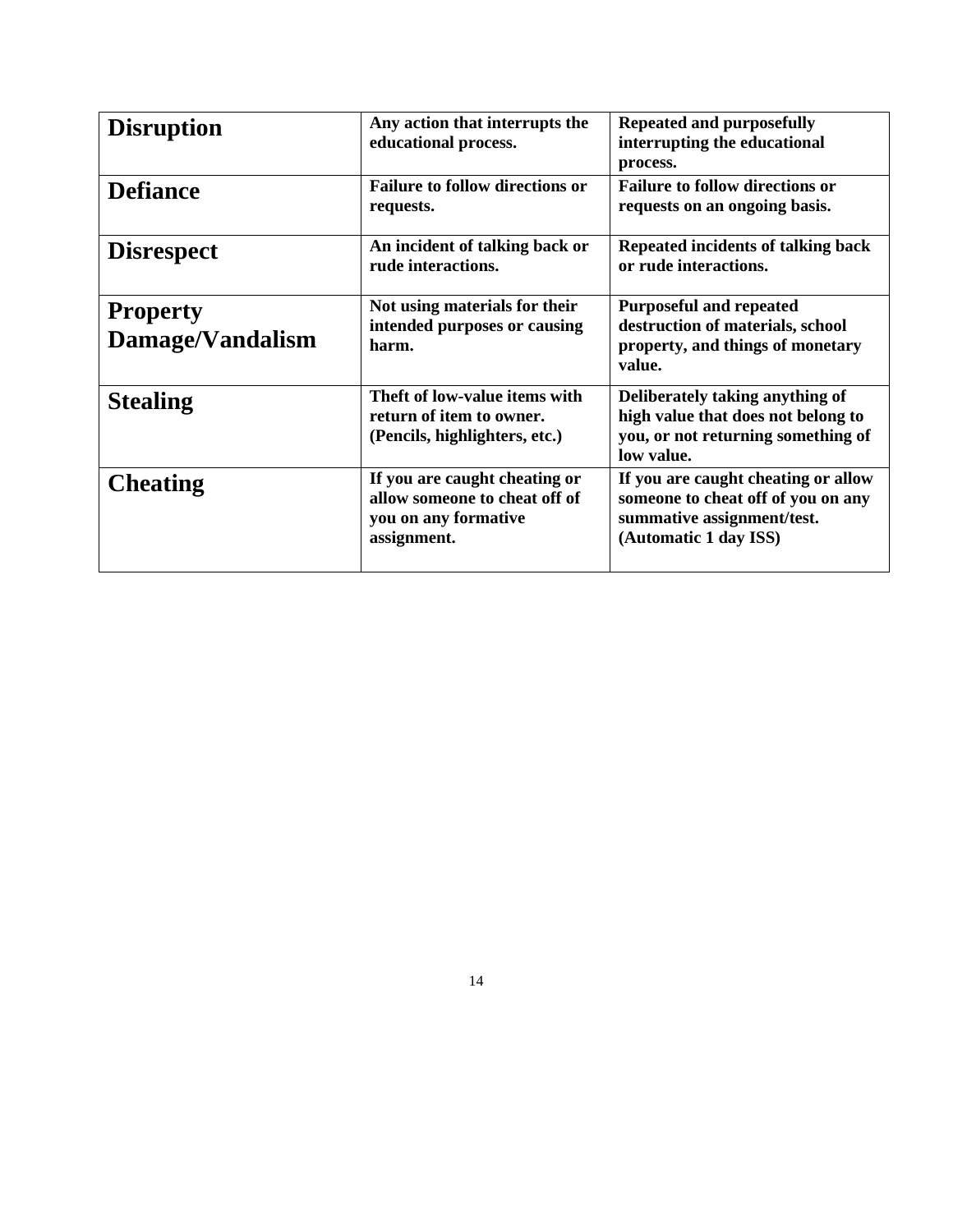| | | |
|---|---|---|
| **Disruption** | **Any action that interrupts the educational process.** | **Repeated and purposefully interrupting the educational process.** |
| **Defiance** | **Failure to follow directions or requests.** | **Failure to follow directions or requests on an ongoing basis.** |
| **Disrespect** | **An incident of talking back or rude interactions.** | **Repeated incidents of talking back or rude interactions.** |
| **Property Damage/Vandalism** | **Not using materials for their intended purposes or causing harm.** | **Purposeful and repeated destruction of materials, school property, and things of monetary value.** |
| **Stealing** | **Theft of low-value items with return of item to owner. (Pencils, highlighters, etc.)** | **Deliberately taking anything of high value that does not belong to you, or not returning something of low value.** |
| **Cheating** | **If you are caught cheating or allow someone to cheat off of you on any formative assignment.** | **If you are caught cheating or allow someone to cheat off of you on any summative assignment/test. (Automatic 1 day ISS)** |